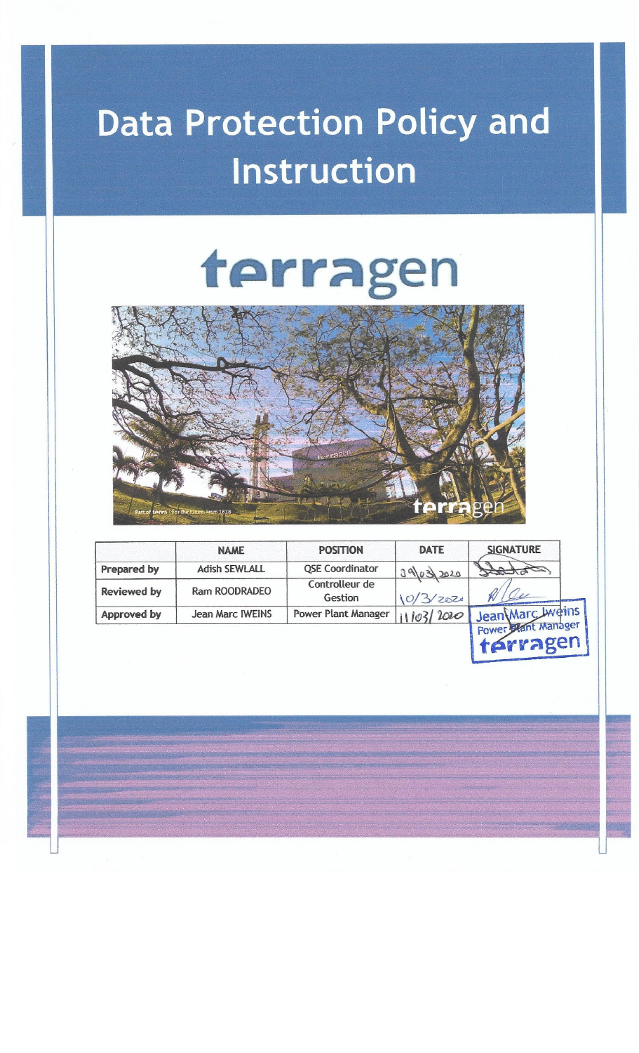# Data Protection Policy and Instruction

terragen

| | NAME | POSITION | DATE | SIGNATURE |
|---|---|---|---|---|
| Prepared by | Adish SEWLALL | QSE Coordinator | 09/03/2020 | |
| Reviewed by | Ram ROODRADEO | Controlleur de Gestion | 10/3/2020 | |
| Approved by | Jean Marc IWEINS | Power Plant Manager | 11/03/2020 | Jean Marc Iweins Power Plant Manager terragen |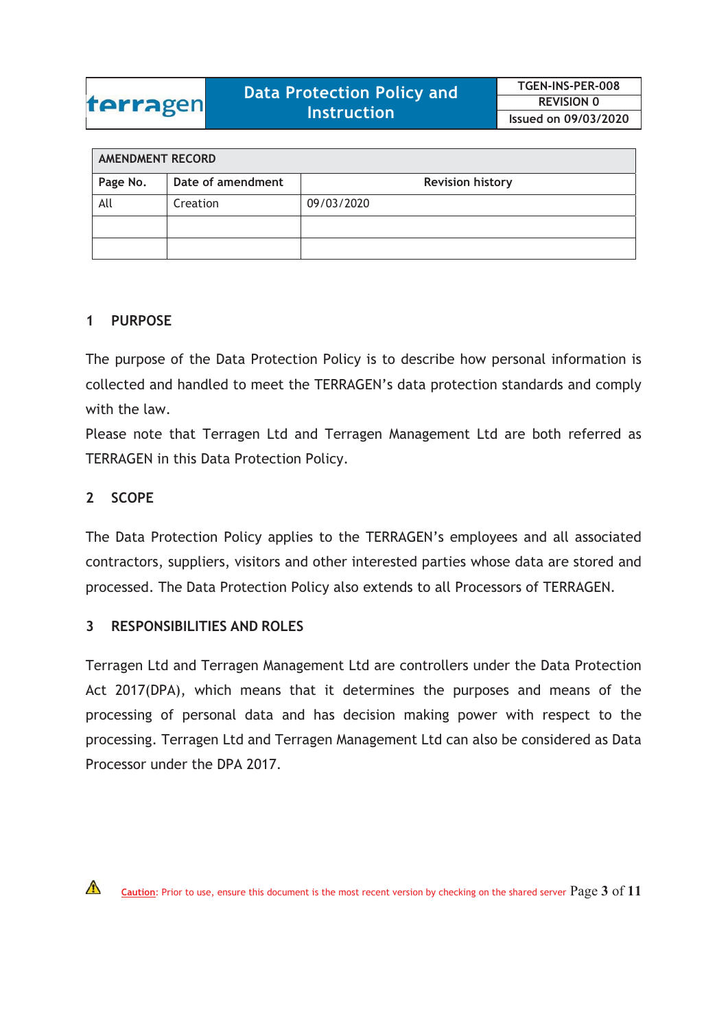| AMENDMENT RECORD | | |
|---|---|---|
| Page No. | Date of amendment | Revision history |
| All | Creation | 09/03/2020 |
| | | |
| | | |

## 1 PURPOSE

The purpose of the Data Protection Policy is to describe how personal information is collected and handled to meet the TERRAGEN's data protection standards and comply with the law.

Please note that Terragen Ltd and Terragen Management Ltd are both referred as TERRAGEN in this Data Protection Policy.

## 2 SCOPE

The Data Protection Policy applies to the TERRAGEN's employees and all associated contractors, suppliers, visitors and other interested parties whose data are stored and processed. The Data Protection Policy also extends to all Processors of TERRAGEN.

## 3 RESPONSIBILITIES AND ROLES

Terragen Ltd and Terragen Management Ltd are controllers under the Data Protection Act 2017(DPA), which means that it determines the purposes and means of the processing of personal data and has decision making power with respect to the processing. Terragen Ltd and Terragen Management Ltd can also be considered as Data Processor under the DPA 2017.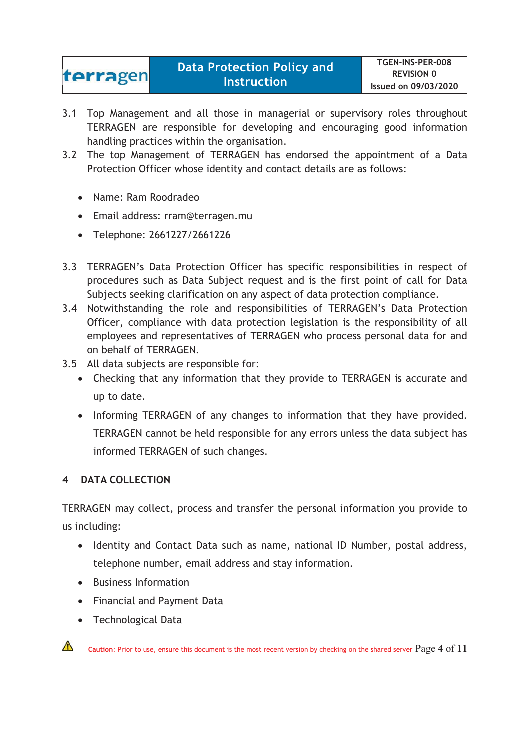3.1 Top Management and all those in managerial or supervisory roles throughout TERRAGEN are responsible for developing and encouraging good information handling practices within the organisation.

3.2 The top Management of TERRAGEN has endorsed the appointment of a Data Protection Officer whose identity and contact details are as follows:

- Name: Ram Roodradeo
- Email address: rram@terragen.mu
- Telephone: 2661227/2661226

3.3 TERRAGEN's Data Protection Officer has specific responsibilities in respect of procedures such as Data Subject request and is the first point of call for Data Subjects seeking clarification on any aspect of data protection compliance.

3.4 Notwithstanding the role and responsibilities of TERRAGEN's Data Protection Officer, compliance with data protection legislation is the responsibility of all employees and representatives of TERRAGEN who process personal data for and on behalf of TERRAGEN.

3.5 All data subjects are responsible for:

- Checking that any information that they provide to TERRAGEN is accurate and up to date.
- Informing TERRAGEN of any changes to information that they have provided. TERRAGEN cannot be held responsible for any errors unless the data subject has informed TERRAGEN of such changes.

## 4 DATA COLLECTION

TERRAGEN may collect, process and transfer the personal information you provide to us including:

- Identity and Contact Data such as name, national ID Number, postal address, telephone number, email address and stay information.
- Business Information
- Financial and Payment Data
- Technological Data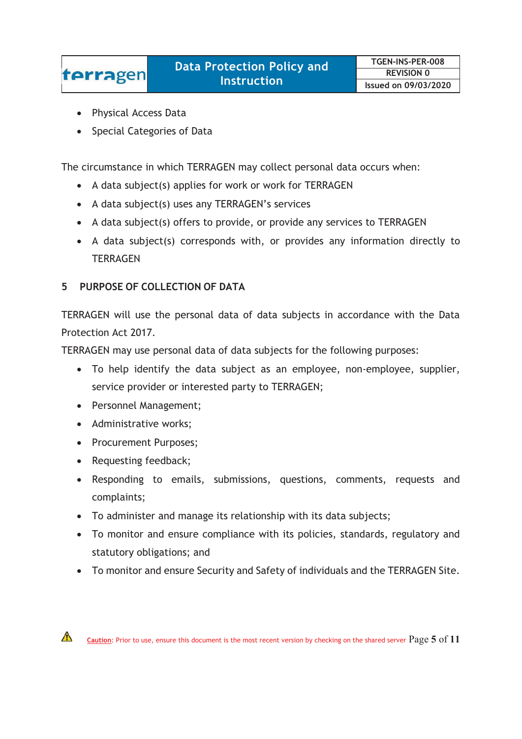- Physical Access Data
- Special Categories of Data

The circumstance in which TERRAGEN may collect personal data occurs when:

- A data subject(s) applies for work or work for TERRAGEN
- A data subject(s) uses any TERRAGEN's services
- A data subject(s) offers to provide, or provide any services to TERRAGEN
- A data subject(s) corresponds with, or provides any information directly to TERRAGEN

## 5 PURPOSE OF COLLECTION OF DATA

TERRAGEN will use the personal data of data subjects in accordance with the Data Protection Act 2017.

TERRAGEN may use personal data of data subjects for the following purposes:

- To help identify the data subject as an employee, non-employee, supplier, service provider or interested party to TERRAGEN;
- Personnel Management;
- Administrative works;
- Procurement Purposes;
- Requesting feedback;
- Responding to emails, submissions, questions, comments, requests and complaints;
- To administer and manage its relationship with its data subjects;
- To monitor and ensure compliance with its policies, standards, regulatory and statutory obligations; and
- To monitor and ensure Security and Safety of individuals and the TERRAGEN Site.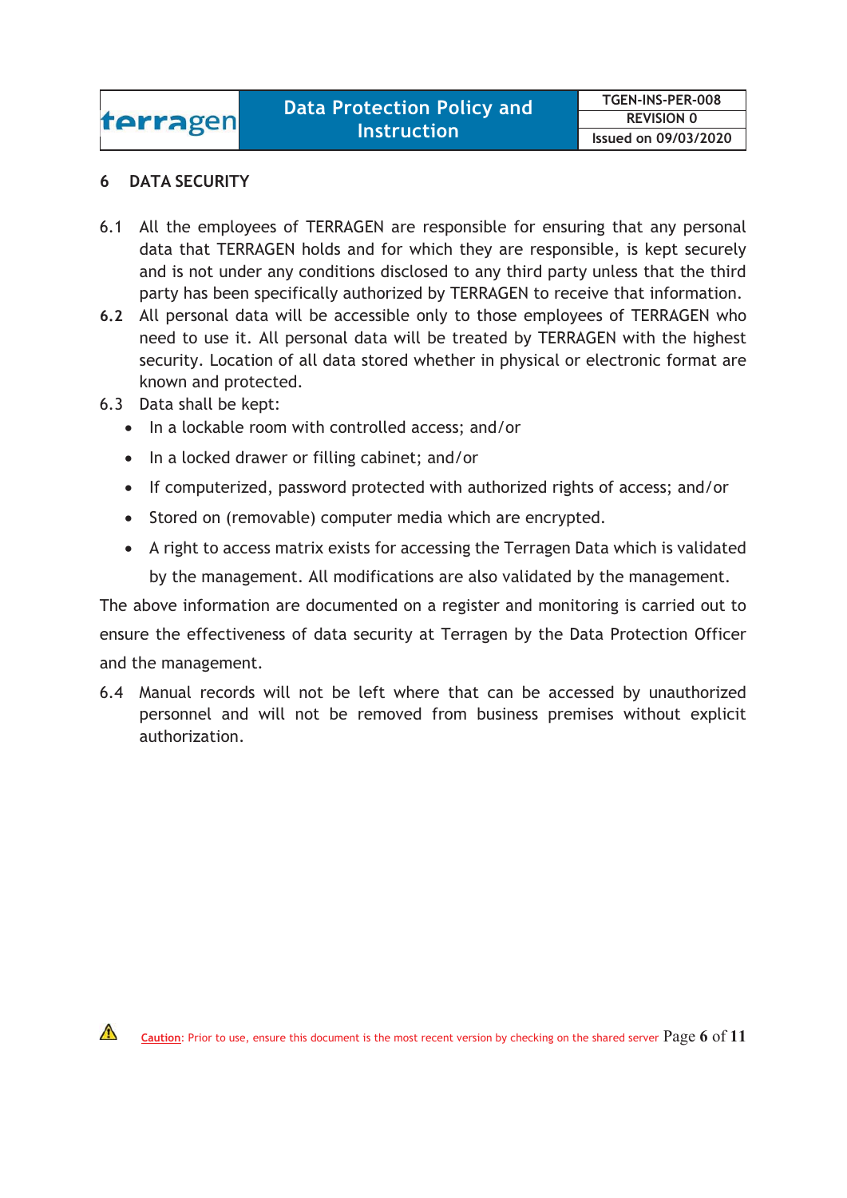## 6 DATA SECURITY

6.1 All the employees of TERRAGEN are responsible for ensuring that any personal data that TERRAGEN holds and for which they are responsible, is kept securely and is not under any conditions disclosed to any third party unless that the third party has been specifically authorized by TERRAGEN to receive that information.

**6.2** All personal data will be accessible only to those employees of TERRAGEN who need to use it. All personal data will be treated by TERRAGEN with the highest security. Location of all data stored whether in physical or electronic format are known and protected.

6.3 Data shall be kept:

- In a lockable room with controlled access; and/or
- In a locked drawer or filling cabinet; and/or
- If computerized, password protected with authorized rights of access; and/or
- Stored on (removable) computer media which are encrypted.
- A right to access matrix exists for accessing the Terragen Data which is validated by the management. All modifications are also validated by the management.

The above information are documented on a register and monitoring is carried out to ensure the effectiveness of data security at Terragen by the Data Protection Officer and the management.

6.4 Manual records will not be left where that can be accessed by unauthorized personnel and will not be removed from business premises without explicit authorization.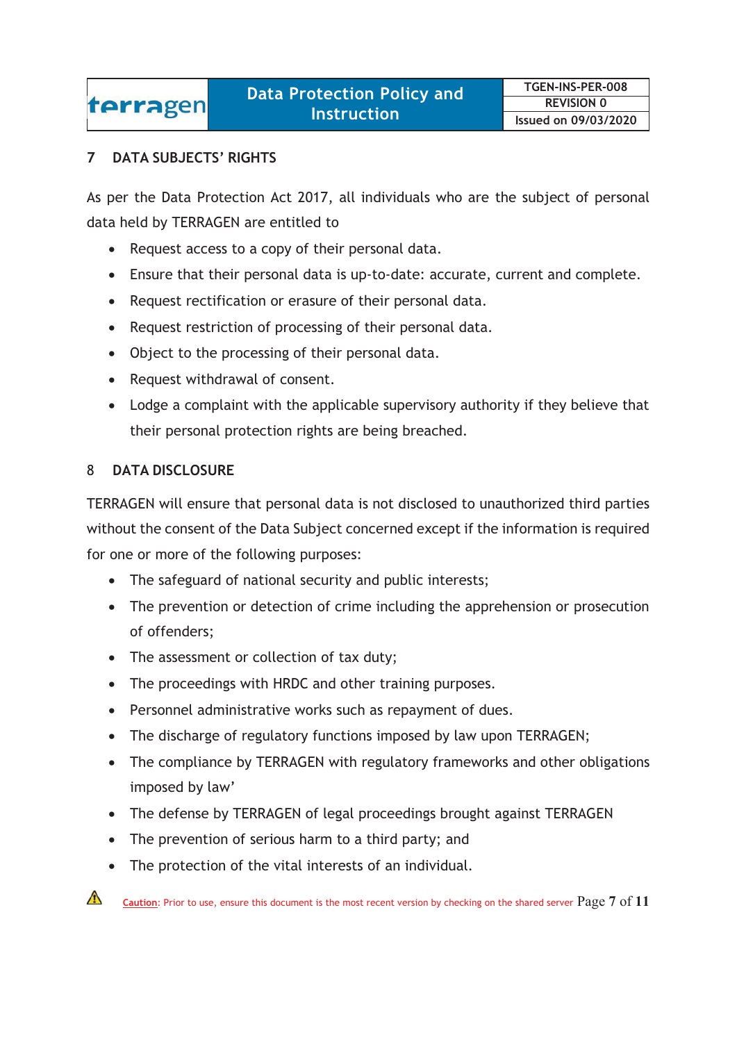## 7 DATA SUBJECTS' RIGHTS

As per the Data Protection Act 2017, all individuals who are the subject of personal data held by TERRAGEN are entitled to

- Request access to a copy of their personal data.
- Ensure that their personal data is up-to-date: accurate, current and complete.
- Request rectification or erasure of their personal data.
- Request restriction of processing of their personal data.
- Object to the processing of their personal data.
- Request withdrawal of consent.
- Lodge a complaint with the applicable supervisory authority if they believe that their personal protection rights are being breached.

## 8 DATA DISCLOSURE

TERRAGEN will ensure that personal data is not disclosed to unauthorized third parties without the consent of the Data Subject concerned except if the information is required for one or more of the following purposes:

- The safeguard of national security and public interests;
- The prevention or detection of crime including the apprehension or prosecution of offenders;
- The assessment or collection of tax duty;
- The proceedings with HRDC and other training purposes.
- Personnel administrative works such as repayment of dues.
- The discharge of regulatory functions imposed by law upon TERRAGEN;
- The compliance by TERRAGEN with regulatory frameworks and other obligations imposed by law'
- The defense by TERRAGEN of legal proceedings brought against TERRAGEN
- The prevention of serious harm to a third party; and
- The protection of the vital interests of an individual.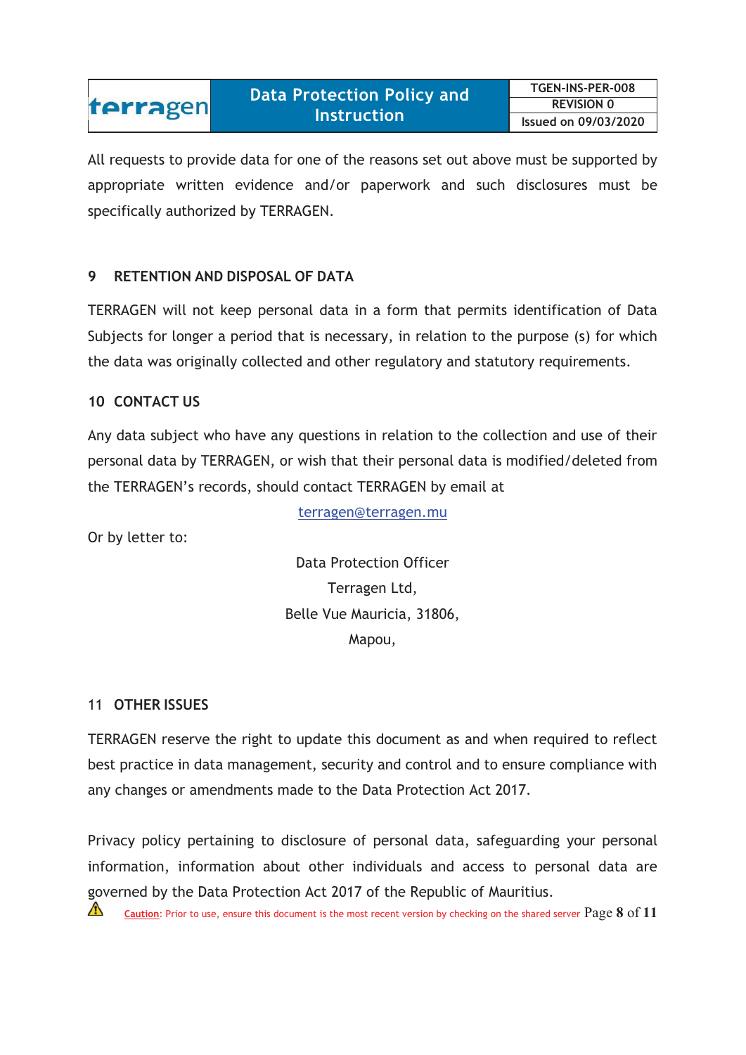All requests to provide data for one of the reasons set out above must be supported by appropriate written evidence and/or paperwork and such disclosures must be specifically authorized by TERRAGEN.

## 9 RETENTION AND DISPOSAL OF DATA

TERRAGEN will not keep personal data in a form that permits identification of Data Subjects for longer a period that is necessary, in relation to the purpose (s) for which the data was originally collected and other regulatory and statutory requirements.

## 10 CONTACT US

Any data subject who have any questions in relation to the collection and use of their personal data by TERRAGEN, or wish that their personal data is modified/deleted from the TERRAGEN's records, should contact TERRAGEN by email at

terragen@terragen.mu

Or by letter to:

Data Protection Officer
Terragen Ltd,
Belle Vue Mauricia, 31806,
Mapou,

## 11 OTHER ISSUES

TERRAGEN reserve the right to update this document as and when required to reflect best practice in data management, security and control and to ensure compliance with any changes or amendments made to the Data Protection Act 2017.

Privacy policy pertaining to disclosure of personal data, safeguarding your personal information, information about other individuals and access to personal data are governed by the Data Protection Act 2017 of the Republic of Mauritius.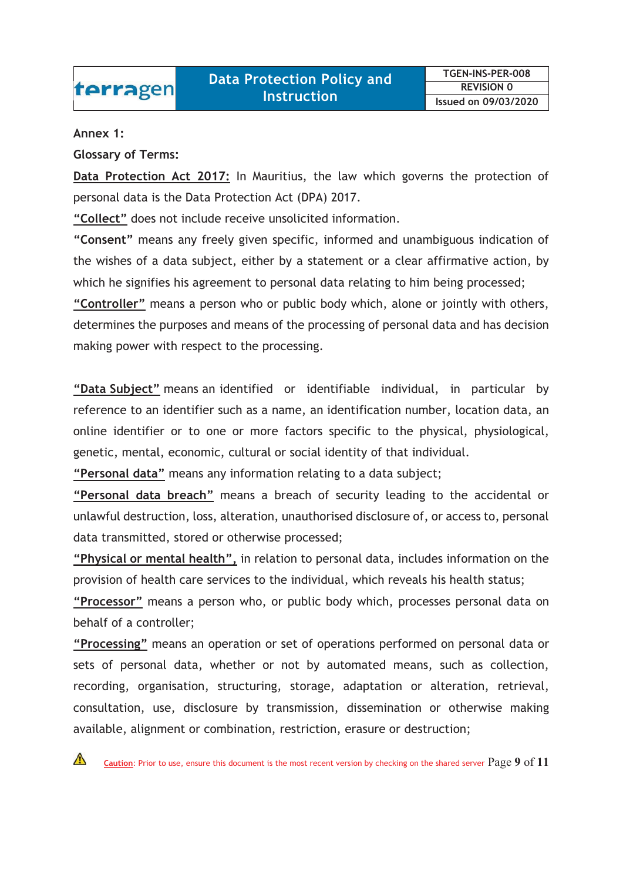**Annex 1:**

**Glossary of Terms:**

**Data Protection Act 2017:** In Mauritius, the law which governs the protection of personal data is the Data Protection Act (DPA) 2017.

**"Collect"** does not include receive unsolicited information.

**"Consent"** means any freely given specific, informed and unambiguous indication of the wishes of a data subject, either by a statement or a clear affirmative action, by which he signifies his agreement to personal data relating to him being processed;

**"Controller"** means a person who or public body which, alone or jointly with others, determines the purposes and means of the processing of personal data and has decision making power with respect to the processing.

**"Data Subject"** means an identified or identifiable individual, in particular by reference to an identifier such as a name, an identification number, location data, an online identifier or to one or more factors specific to the physical, physiological, genetic, mental, economic, cultural or social identity of that individual.

**"Personal data"** means any information relating to a data subject;

**"Personal data breach"** means a breach of security leading to the accidental or unlawful destruction, loss, alteration, unauthorised disclosure of, or access to, personal data transmitted, stored or otherwise processed;

**"Physical or mental health",** in relation to personal data, includes information on the provision of health care services to the individual, which reveals his health status;

**"Processor"** means a person who, or public body which, processes personal data on behalf of a controller;

**"Processing"** means an operation or set of operations performed on personal data or sets of personal data, whether or not by automated means, such as collection, recording, organisation, structuring, storage, adaptation or alteration, retrieval, consultation, use, disclosure by transmission, dissemination or otherwise making available, alignment or combination, restriction, erasure or destruction;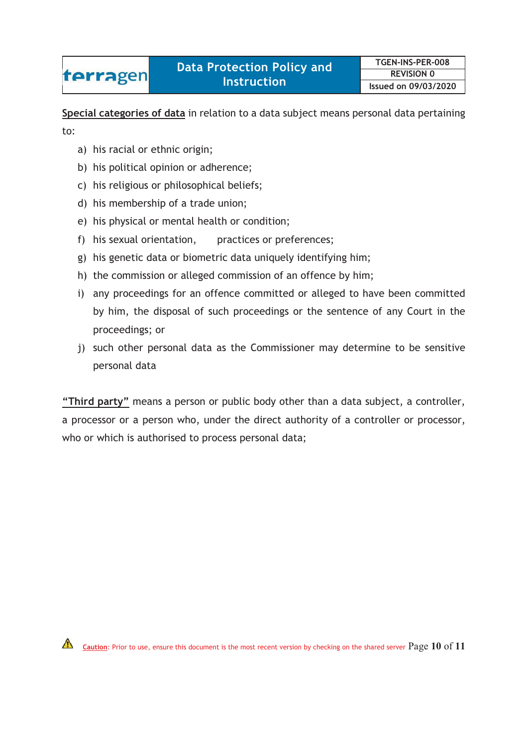**Special categories of data** in relation to a data subject means personal data pertaining to:

a) his racial or ethnic origin;
b) his political opinion or adherence;
c) his religious or philosophical beliefs;
d) his membership of a trade union;
e) his physical or mental health or condition;
f) his sexual orientation, practices or preferences;
g) his genetic data or biometric data uniquely identifying him;
h) the commission or alleged commission of an offence by him;
i) any proceedings for an offence committed or alleged to have been committed by him, the disposal of such proceedings or the sentence of any Court in the proceedings; or
j) such other personal data as the Commissioner may determine to be sensitive personal data

**"Third party"** means a person or public body other than a data subject, a controller, a processor or a person who, under the direct authority of a controller or processor, who or which is authorised to process personal data;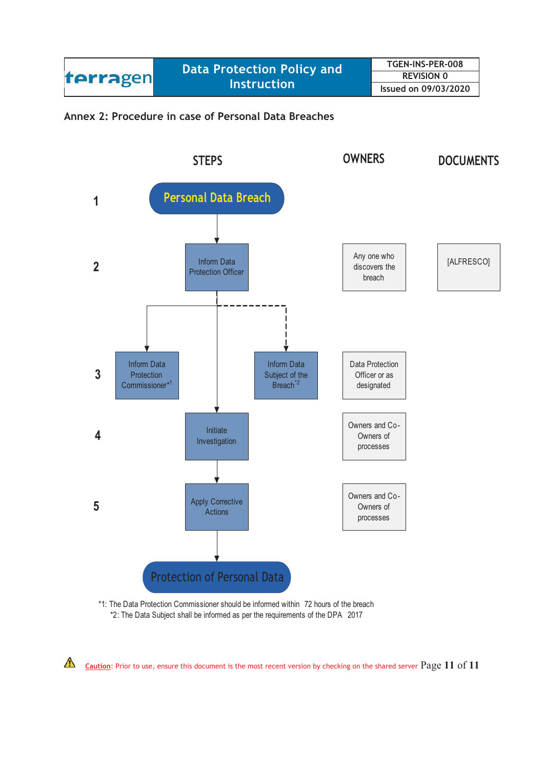## Annex 2: Procedure in case of Personal Data Breaches

STEPS

OWNERS

DOCUMENTS

1

Personal Data Breach

2

Inform Data Protection Officer

Any one who discovers the breach

[ALFRESCO]

3

Inform Data Protection Commissioner*1

Inform Data Subject of the Breach*2

Data Protection Officer or as designated

4

Initiate Investigation

Owners and Co-Owners of processes

5

Apply Corrective Actions

Owners and Co-Owners of processes

Protection of Personal Data

*1: The Data Protection Commissioner should be informed within 72 hours of the breach

*2: The Data Subject shall be informed as per the requirements of the DPA 2017